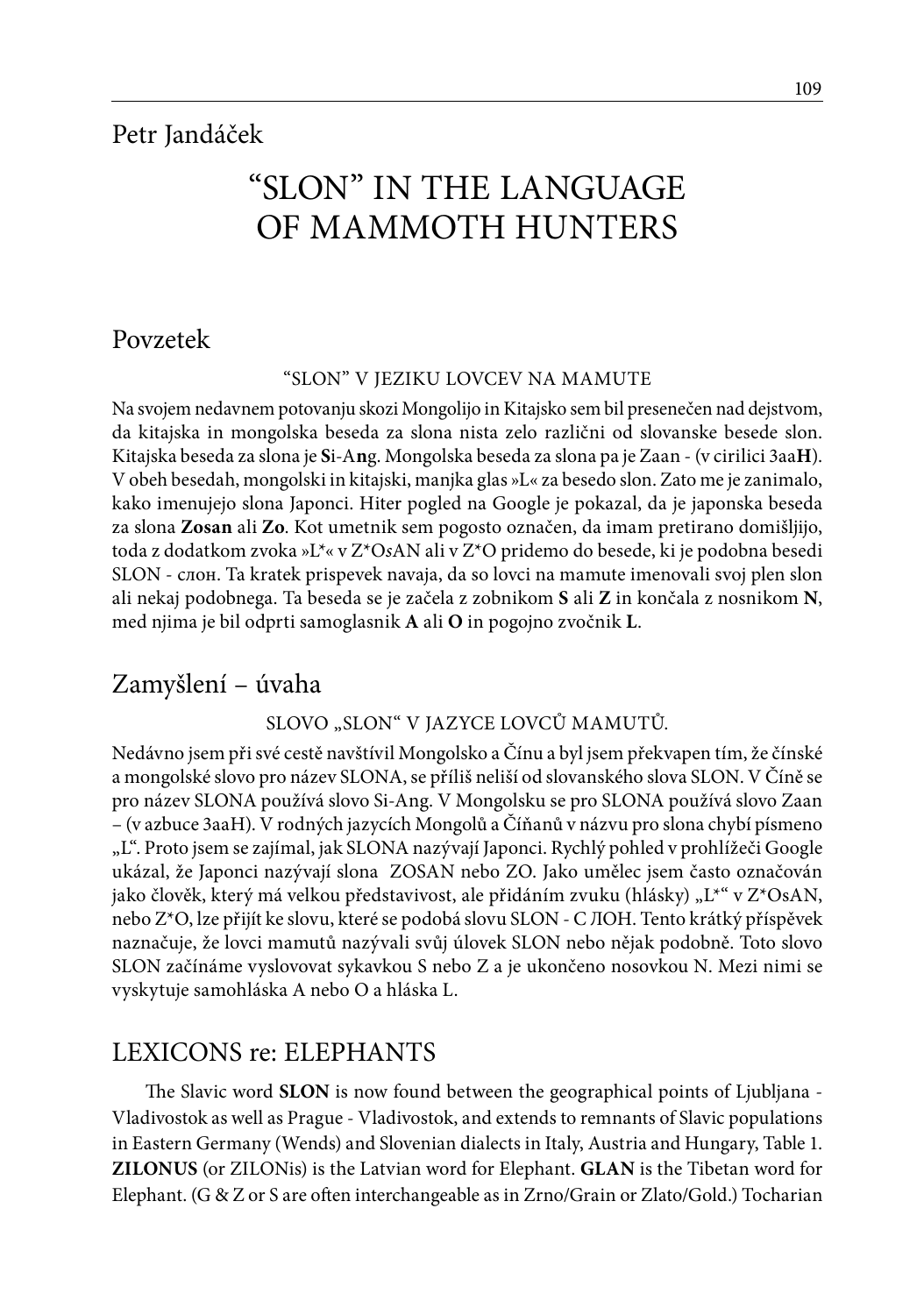Petr Jandáček

# "SLON" IN THE LANGUAGE OF MAMMOTH HUNTERS

## Povzetek

### "SLON" V JEZIKU LOVCEV NA MAMUTE

Na svojem nedavnem potovanju skozi Mongolijo in Kitajsko sem bil presenečen nad dejstvom, da kitajska in mongolska beseda za slona nista zelo različni od slovanske besede slon. Kitajska beseda za slona je **S**i-A**n**g. Mongolska beseda za slona pa je Zaan - (v cirilici Зaa**Н**). V obeh besedah, mongolski in kitajski, manjka glas »L« za besedo slon. Zato me je zanimalo, kako imenujejo slona Japonci. Hiter pogled na Google je pokazal, da je japonska beseda za slona **Zosan** ali **Zo**. Kot umetnik sem pogosto označen, da imam pretirano domišljijo, toda z dodatkom zvoka »L*« v Z*O*s*AN ali v Z*O pridemo do besede, ki je podobna besedi SLON - слон. Ta kratek prispevek navaja, da so lovci na mamute imenovali svoj plen slon ali nekaj podobnega. Ta beseda se je začela z zobnikom **S** ali **Z** in končala z nosnikom **N**, med njima je bil odprti samoglasnik **A** ali **O** in pogojno zvočnik **L**.

## Zamyšlení – úvaha

### SLOVO „SLON" V JAZYCE LOVCŮ MAMUTŮ.

Nedávno jsem při své cestě navštívil Mongolsko a Čínu a byl jsem překvapen tím, že čínské a mongolské slovo pro název SLONA, se příliš neliší od slovanského slova SLON. V Číně se pro název SLONA používá slovo Si-Ang. V Mongolsku se pro SLONA používá slovo Zaan – (v azbuce ЗааН). V rodných jazycích Mongolů a Číňanů v názvu pro slona chybí písmeno „L". Proto jsem se zajímal, jak SLONA nazývají Japonci. Rychlý pohled v prohlížeči Google ukázal, že Japonci nazývají slona ZOSAN nebo ZO. Jako umělec jsem často označován jako člověk, který má velkou představivost, ale přidáním zvuku (hlásky) „L*" v Z*OsAN, nebo Z*O, lze přijít ke slovu, které se podobá slovu SLON - С ЛОН. Tento krátký příspěvek naznačuje, že lovci mamutů nazývali svůj úlovek SLON nebo nějak podobně. Toto slovo SLON začínáme vyslovovat sykavkou S nebo Z a je ukončeno nosovkou N. Mezi nimi se vyskytuje samohláska A nebo O a hláska L.

## LEXICONS re: ELEPHANTS

The Slavic word **SLON** is now found between the geographical points of Ljubljana - Vladivostok as well as Prague - Vladivostok, and extends to remnants of Slavic populations in Eastern Germany (Wends) and Slovenian dialects in Italy, Austria and Hungary, Table 1. **ZILONUS** (or ZILONis) is the Latvian word for Elephant. **GLAN** is the Tibetan word for Elephant. (G & Z or S are often interchangeable as in Zrno/Grain or Zlato/Gold.) Tocharian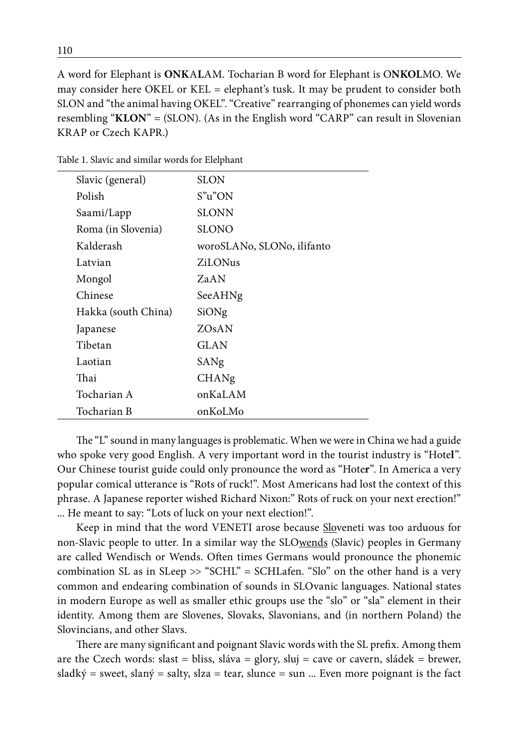A word for Elephant is **ONK**A**L**AM. Tocharian B word for Elephant is O**NKOL**MO. We may consider here OKEL or KEL = elephant's tusk. It may be prudent to consider both SLON and "the animal having OKEL". "Creative" rearranging of phonemes can yield words resembling "**KLON**" = (SLON). (As in the English word "CARP" can result in Slovenian KRAP or Czech KAPR.)

Table 1. Slavic and similar words for Elelphant

| | |
|---|---|
| Slavic (general) | SLON |
| Polish | S"u"ON |
| Saami/Lapp | SLONN |
| Roma (in Slovenia) | SLONO |
| Kalderash | woroSLANo, SLONo, ilifanto |
| Latvian | ZiLONus |
| Mongol | ZaAN |
| Chinese | SeeAHNg |
| Hakka (south China) | SiONg |
| Japanese | ZOsAN |
| Tibetan | GLAN |
| Laotian | SANg |
| Thai | CHANg |
| Tocharian A | onKaLAM |
| Tocharian B | onKoLMo |

The "L" sound in many languages is problematic. When we were in China we had a guide who spoke very good English. A very important word in the tourist industry is "Hote**l**". Our Chinese tourist guide could only pronounce the word as "Hote**r**". In America a very popular comical utterance is "Rots of ruck!". Most Americans had lost the context of this phrase. A Japanese reporter wished Richard Nixon:" Rots of ruck on your next erection!" ... He meant to say: "Lots of luck on your next election!".

Keep in mind that the word VENETI arose because <u>Slo</u>veneti was too arduous for non-Slavic people to utter. In a similar way the SLO<u>wends</u> (Slavic) peoples in Germany are called Wendisch or Wends. Often times Germans would pronounce the phonemic combination SL as in SLeep >> "SCHL" = SCHLafen. "Slo" on the other hand is a very common and endearing combination of sounds in SLOvanic languages. National states in modern Europe as well as smaller ethic groups use the "slo" or "sla" element in their identity. Among them are Slovenes, Slovaks, Slavonians, and (in northern Poland) the Slovincians, and other Slavs.

There are many significant and poignant Slavic words with the SL prefix. Among them are the Czech words: slast = bliss, sláva = glory, sluj = cave or cavern, sládek = brewer, sladký = sweet, slaný = salty, slza = tear, slunce = sun ... Even more poignant is the fact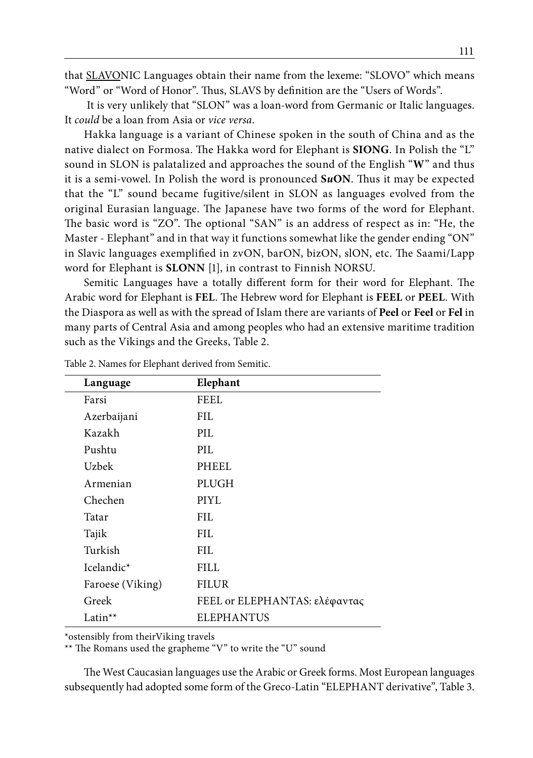that <u>SLAVO</u>NIC Languages obtain their name from the lexeme: "SLOVO" which means "Word" or "Word of Honor". Thus, SLAVS by definition are the "Users of Words".

It is very unlikely that "SLON" was a loan-word from Germanic or Italic languages. It *could* be a loan from Asia or *vice versa*.

Hakka language is a variant of Chinese spoken in the south of China and as the native dialect on Formosa. The Hakka word for Elephant is **SIONG**. In Polish the "L" sound in SLON is palatalized and approaches the sound of the English "**W**" and thus it is a semi-vowel. In Polish the word is pronounced **S*u*ON**. Thus it may be expected that the "L" sound became fugitive/silent in SLON as languages evolved from the original Eurasian language. The Japanese have two forms of the word for Elephant. The basic word is "ZO". The optional "SAN" is an address of respect as in: "He, the Master - Elephant" and in that way it functions somewhat like the gender ending "ON" in Slavic languages exemplified in zvON, barON, bizON, slON, etc. The Saami/Lapp word for Elephant is **SLONN** [1], in contrast to Finnish NORSU.

Semitic Languages have a totally different form for their word for Elephant. The Arabic word for Elephant is **FEL**. The Hebrew word for Elephant is **FEEL** or **PEEL**. With the Diaspora as well as with the spread of Islam there are variants of **Peel** or **Feel** or **Fel** in many parts of Central Asia and among peoples who had an extensive maritime tradition such as the Vikings and the Greeks, Table 2.

Table 2. Names for Elephant derived from Semitic.

| Language | Elephant |
|---|---|
| Farsi | FEEL |
| Azerbaijani | FIL |
| Kazakh | PIL |
| Pushtu | PIL |
| Uzbek | PHEEL |
| Armenian | PLUGH |
| Chechen | PIYL |
| Tatar | FIL |
| Tajik | FIL |
| Turkish | FIL |
| Icelandic* | FILL |
| Faroese (Viking) | FILUR |
| Greek | FEEL or ELEPHANTAS: ελέφαντας |
| Latin** | ELEPHANTUS |

*ostensibly from theirViking travels

** The Romans used the grapheme "V" to write the "U" sound

The West Caucasian languages use the Arabic or Greek forms. Most European languages subsequently had adopted some form of the Greco-Latin "ELEPHANT derivative", Table 3.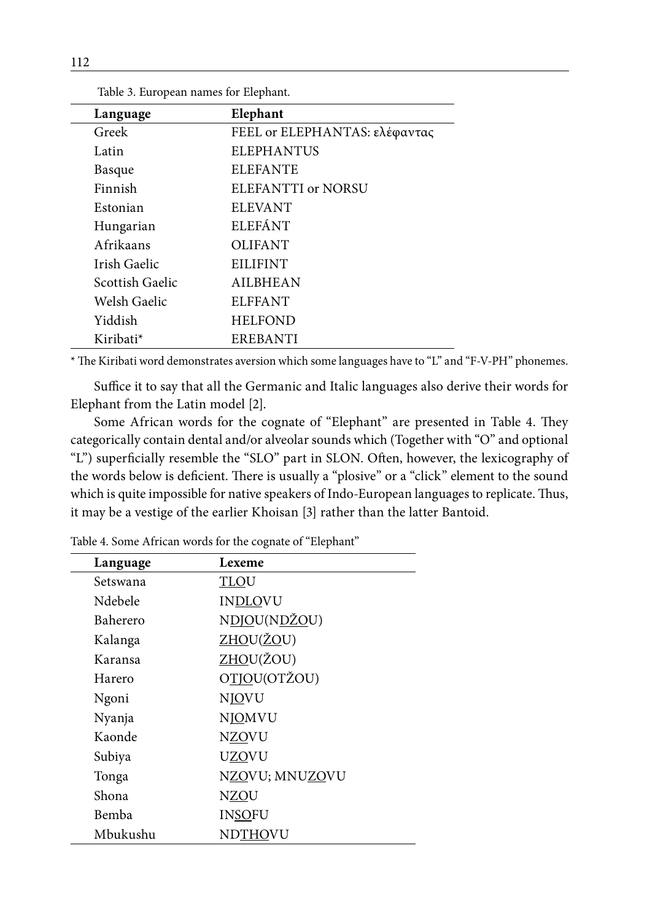Table 3. European names for Elephant.

| Language | Elephant |
|---|---|
| Greek | FEEL or ELEPHANTAS: ελέφαντας |
| Latin | ELEPHANTUS |
| Basque | ELEFANTE |
| Finnish | ELEFANTTI or NORSU |
| Estonian | ELEVANT |
| Hungarian | ELEFÁNT |
| Afrikaans | OLIFANT |
| Irish Gaelic | EILIFINT |
| Scottish Gaelic | AILBHEAN |
| Welsh Gaelic | ELFFANT |
| Yiddish | HELFOND |
| Kiribati* | EREBANTI |

* The Kiribati word demonstrates aversion which some languages have to "L" and "F-V-PH" phonemes.

Suffice it to say that all the Germanic and Italic languages also derive their words for Elephant from the Latin model [2].

Some African words for the cognate of "Elephant" are presented in Table 4. They categorically contain dental and/or alveolar sounds which (Together with "O" and optional "L") superficially resemble the "SLO" part in SLON. Often, however, the lexicography of the words below is deficient. There is usually a "plosive" or a "click" element to the sound which is quite impossible for native speakers of Indo-European languages to replicate. Thus, it may be a vestige of the earlier Khoisan [3] rather than the latter Bantoid.

Table 4. Some African words for the cognate of "Elephant"

| Language | Lexeme |
|---|---|
| Setswana | <u>TLO</u>U |
| Ndebele | IN<u>DLO</u>VU |
| Baherero | N<u>DJO</u>U(N<u>DŽO</u>U) |
| Kalanga | <u>ZHO</u>U(<u>ŽO</u>U) |
| Karansa | <u>ZHO</u>U(ŽOU) |
| Harero | O<u>TJO</u>U(OTŽOU) |
| Ngoni | N<u>JO</u>VU |
| Nyanja | N<u>JO</u>MVU |
| Kaonde | N<u>ZO</u>VU |
| Subiya | U<u>ZO</u>VU |
| Tonga | N<u>ZO</u>VU; MNU<u>ZO</u>VU |
| Shona | N<u>ZO</u>U |
| Bemba | IN<u>SO</u>FU |
| Mbukushu | ND<u>THO</u>VU |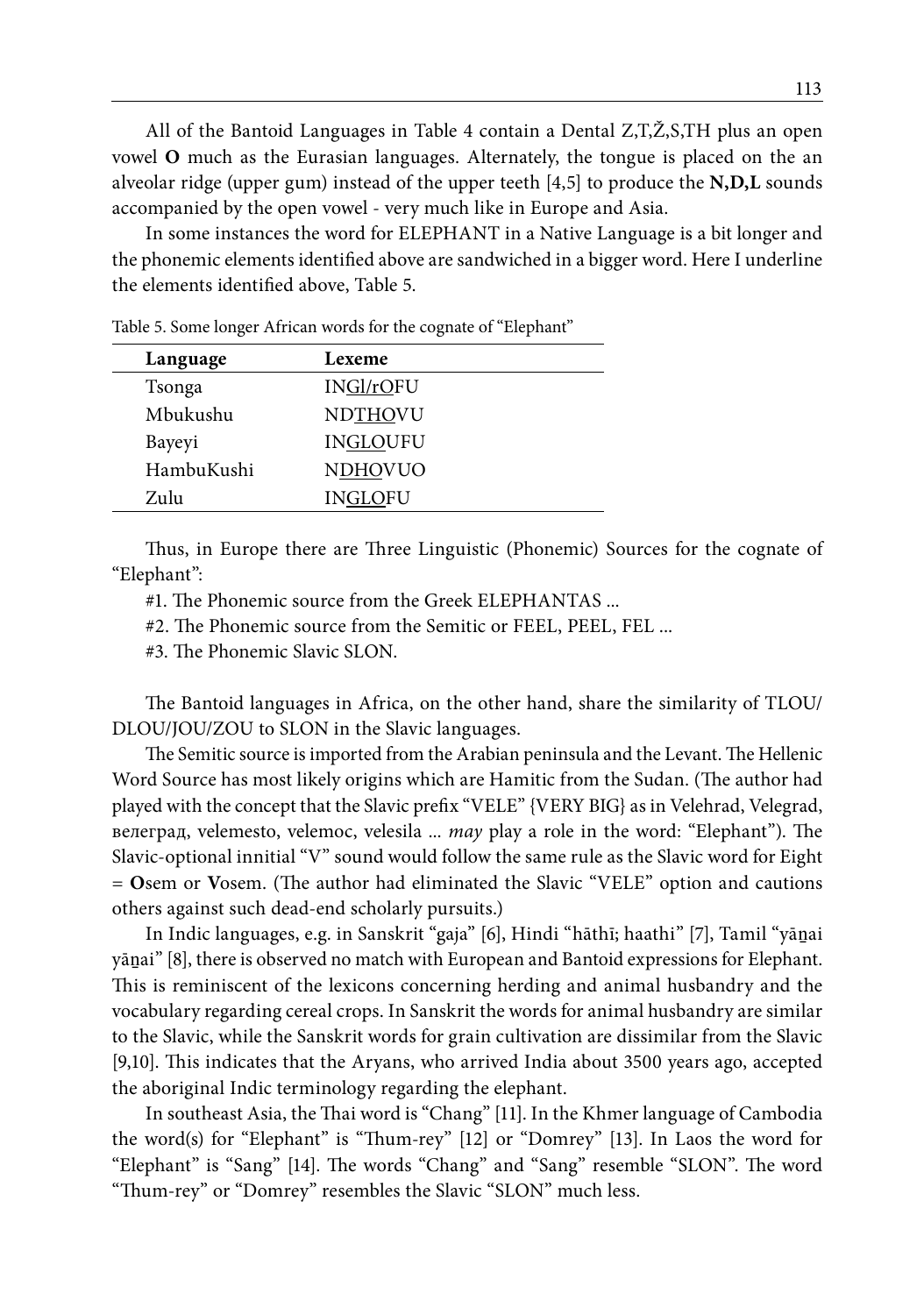All of the Bantoid Languages in Table 4 contain a Dental Z,T,Ž,S,TH plus an open vowel **O** much as the Eurasian languages. Alternately, the tongue is placed on the an alveolar ridge (upper gum) instead of the upper teeth [4,5] to produce the **N,D,L** sounds accompanied by the open vowel - very much like in Europe and Asia.

In some instances the word for ELEPHANT in a Native Language is a bit longer and the phonemic elements identified above are sandwiched in a bigger word. Here I underline the elements identified above, Table 5.

Table 5. Some longer African words for the cognate of "Elephant"

| Language | Lexeme |
|---|---|
| Tsonga | ING<u>l/rO</u>FU |
| Mbukushu | ND<u>THO</u>VU |
| Bayeyi | IN<u>GLO</u>UFU |
| HambuKushi | N<u>DHO</u>VUO |
| Zulu | IN<u>GLO</u>FU |

Thus, in Europe there are Three Linguistic (Phonemic) Sources for the cognate of "Elephant":

#1. The Phonemic source from the Greek ELEPHANTAS ...

#2. The Phonemic source from the Semitic or FEEL, PEEL, FEL ...

#3. The Phonemic Slavic SLON.

The Bantoid languages in Africa, on the other hand, share the similarity of TLOU/DLOU/JOU/ZOU to SLON in the Slavic languages.

The Semitic source is imported from the Arabian peninsula and the Levant. The Hellenic Word Source has most likely origins which are Hamitic from the Sudan. (The author had played with the concept that the Slavic prefix "VELE" {VERY BIG} as in Velehrad, Velegrad, велеград, velemesto, velemoc, velesila ... *may* play a role in the word: "Elephant"). The Slavic-optional innitial "V" sound would follow the same rule as the Slavic word for Eight = **O**sem or **V**osem. (The author had eliminated the Slavic "VELE" option and cautions others against such dead-end scholarly pursuits.)

In Indic languages, e.g. in Sanskrit "gaja" [6], Hindi "hāthī; haathi" [7], Tamil "yāṉai yāṉai" [8], there is observed no match with European and Bantoid expressions for Elephant. This is reminiscent of the lexicons concerning herding and animal husbandry and the vocabulary regarding cereal crops. In Sanskrit the words for animal husbandry are similar to the Slavic, while the Sanskrit words for grain cultivation are dissimilar from the Slavic [9,10]. This indicates that the Aryans, who arrived India about 3500 years ago, accepted the aboriginal Indic terminology regarding the elephant.

In southeast Asia, the Thai word is "Chang" [11]. In the Khmer language of Cambodia the word(s) for "Elephant" is "Thum-rey" [12] or "Domrey" [13]. In Laos the word for "Elephant" is "Sang" [14]. The words "Chang" and "Sang" resemble "SLON". The word "Thum-rey" or "Domrey" resembles the Slavic "SLON" much less.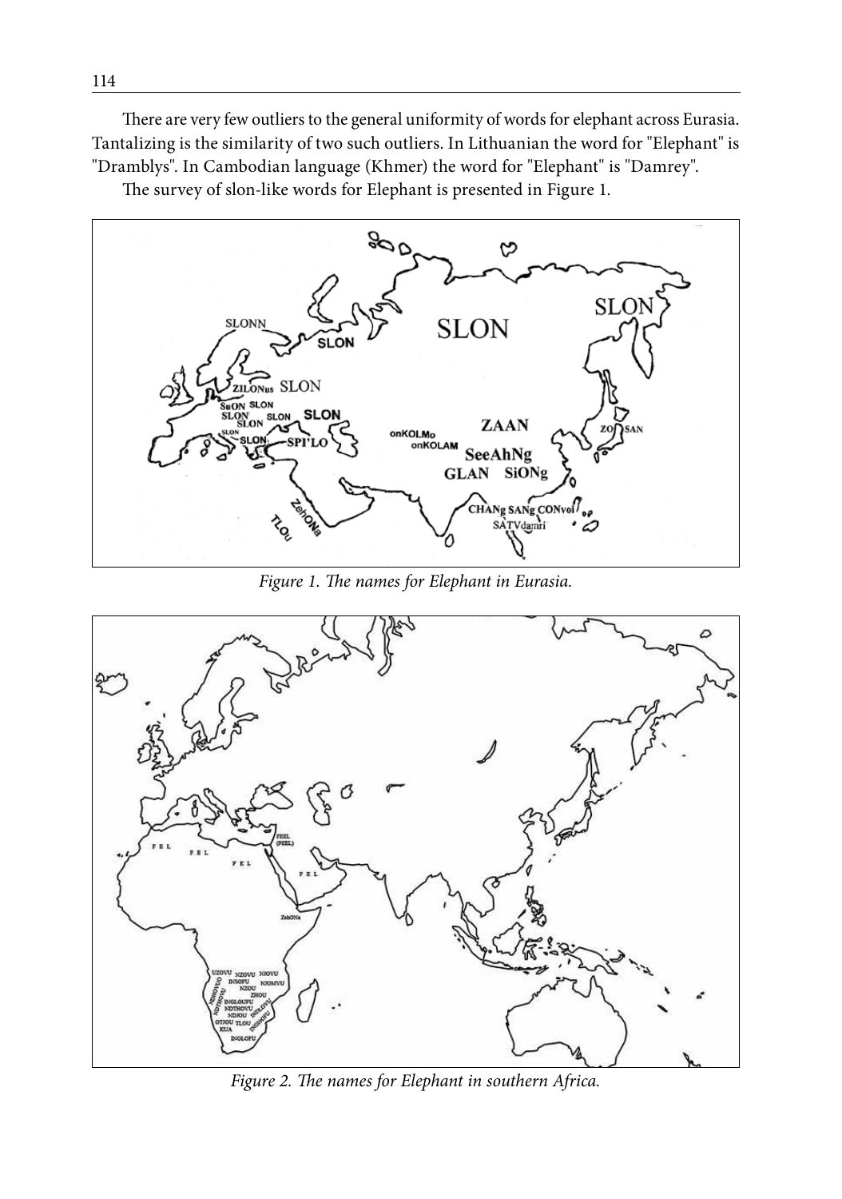There are very few outliers to the general uniformity of words for elephant across Eurasia. Tantalizing is the similarity of two such outliers. In Lithuanian the word for "Elephant" is "Dramblys". In Cambodian language (Khmer) the word for "Elephant" is "Damrey".

The survey of slon-like words for Elephant is presented in Figure 1.

*Figure 1. The names for Elephant in Eurasia.*

*Figure 2. The names for Elephant in southern Africa.*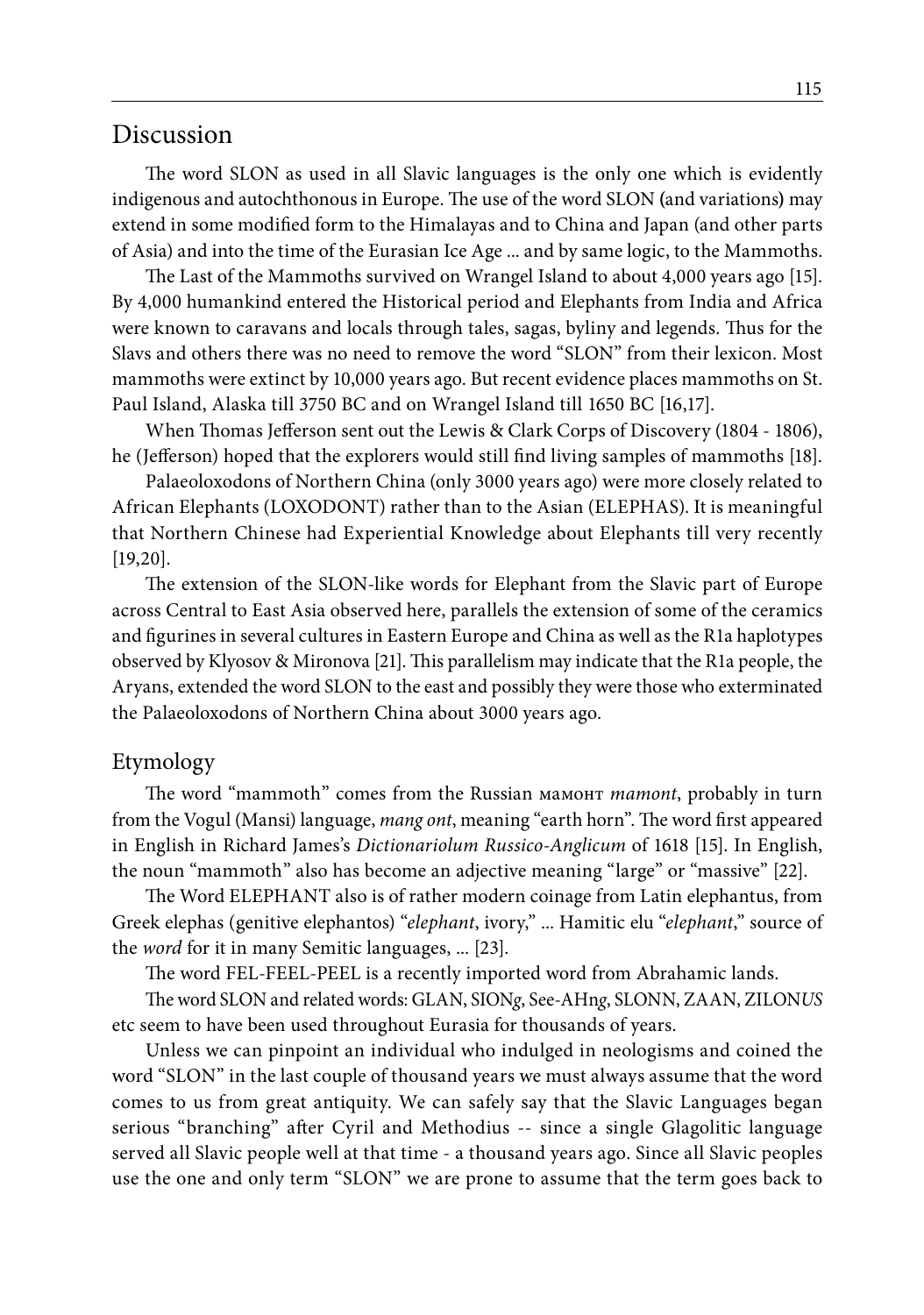## Discussion

The word SLON as used in all Slavic languages is the only one which is evidently indigenous and autochthonous in Europe. The use of the word SLON (and variations) may extend in some modified form to the Himalayas and to China and Japan (and other parts of Asia) and into the time of the Eurasian Ice Age ... and by same logic, to the Mammoths.

The Last of the Mammoths survived on Wrangel Island to about 4,000 years ago [15]. By 4,000 humankind entered the Historical period and Elephants from India and Africa were known to caravans and locals through tales, sagas, byliny and legends. Thus for the Slavs and others there was no need to remove the word "SLON" from their lexicon. Most mammoths were extinct by 10,000 years ago. But recent evidence places mammoths on St. Paul Island, Alaska till 3750 BC and on Wrangel Island till 1650 BC [16,17].

When Thomas Jefferson sent out the Lewis & Clark Corps of Discovery (1804 - 1806), he (Jefferson) hoped that the explorers would still find living samples of mammoths [18].

Palaeoloxodons of Northern China (only 3000 years ago) were more closely related to African Elephants (LOXODONT) rather than to the Asian (ELEPHAS). It is meaningful that Northern Chinese had Experiential Knowledge about Elephants till very recently [19,20].

The extension of the SLON-like words for Elephant from the Slavic part of Europe across Central to East Asia observed here, parallels the extension of some of the ceramics and figurines in several cultures in Eastern Europe and China as well as the R1a haplotypes observed by Klyosov & Mironova [21]. This parallelism may indicate that the R1a people, the Aryans, extended the word SLON to the east and possibly they were those who exterminated the Palaeoloxodons of Northern China about 3000 years ago.

## Etymology

The word "mammoth" comes from the Russian мамонт *mamont*, probably in turn from the Vogul (Mansi) language, *mang ont*, meaning "earth horn". The word first appeared in English in Richard James's *Dictionariolum Russico-Anglicum* of 1618 [15]. In English, the noun "mammoth" also has become an adjective meaning "large" or "massive" [22].

The Word ELEPHANT also is of rather modern coinage from Latin elephantus, from Greek elephas (genitive elephantos) "*elephant*, ivory," ... Hamitic elu "*elephant*," source of the *word* for it in many Semitic languages, ... [23].

The word FEL-FEEL-PEEL is a recently imported word from Abrahamic lands.

The word SLON and related words: GLAN, SION*g*, See-AHn*g*, SLONN, ZAAN, ZILON*US* etc seem to have been used throughout Eurasia for thousands of years.

Unless we can pinpoint an individual who indulged in neologisms and coined the word "SLON" in the last couple of thousand years we must always assume that the word comes to us from great antiquity. We can safely say that the Slavic Languages began serious "branching" after Cyril and Methodius -- since a single Glagolitic language served all Slavic people well at that time - a thousand years ago. Since all Slavic peoples use the one and only term "SLON" we are prone to assume that the term goes back to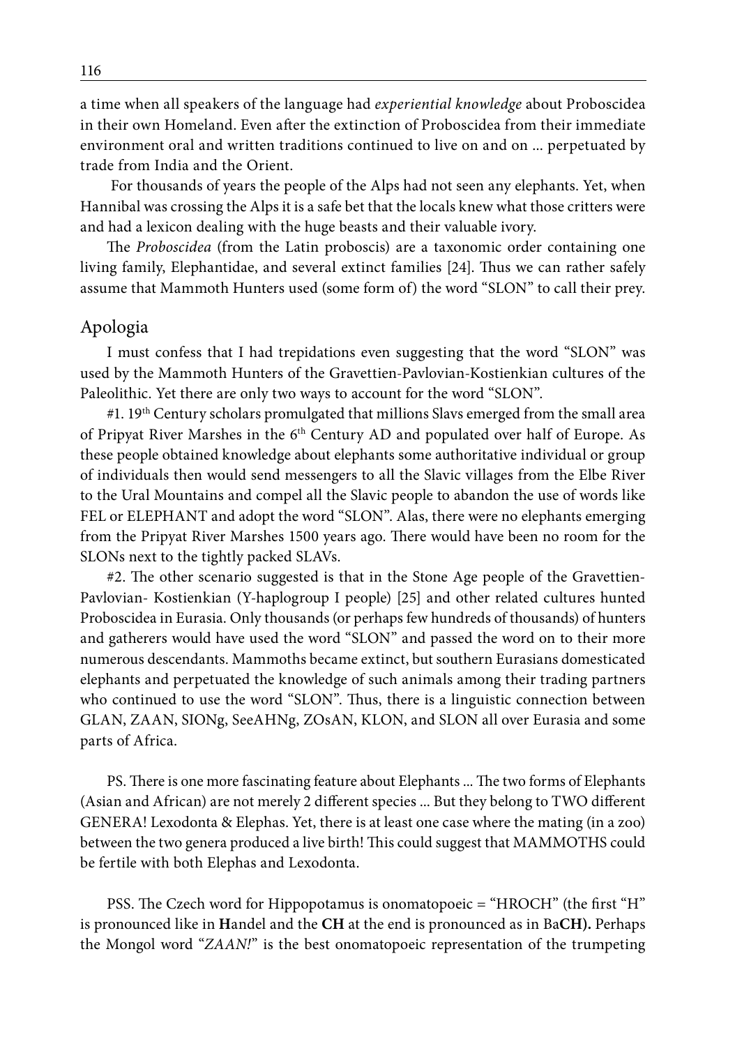a time when all speakers of the language had *experiential knowledge* about Proboscidea in their own Homeland. Even after the extinction of Proboscidea from their immediate environment oral and written traditions continued to live on and on ... perpetuated by trade from India and the Orient.

For thousands of years the people of the Alps had not seen any elephants. Yet, when Hannibal was crossing the Alps it is a safe bet that the locals knew what those critters were and had a lexicon dealing with the huge beasts and their valuable ivory.

The *Proboscidea* (from the Latin proboscis) are a taxonomic order containing one living family, Elephantidae, and several extinct families [24]. Thus we can rather safely assume that Mammoth Hunters used (some form of) the word "SLON" to call their prey.

## Apologia

I must confess that I had trepidations even suggesting that the word "SLON" was used by the Mammoth Hunters of the Gravettien-Pavlovian-Kostienkian cultures of the Paleolithic. Yet there are only two ways to account for the word "SLON".

#1. 19th Century scholars promulgated that millions Slavs emerged from the small area of Pripyat River Marshes in the 6th Century AD and populated over half of Europe. As these people obtained knowledge about elephants some authoritative individual or group of individuals then would send messengers to all the Slavic villages from the Elbe River to the Ural Mountains and compel all the Slavic people to abandon the use of words like FEL or ELEPHANT and adopt the word "SLON". Alas, there were no elephants emerging from the Pripyat River Marshes 1500 years ago. There would have been no room for the SLONs next to the tightly packed SLAVs.

#2. The other scenario suggested is that in the Stone Age people of the Gravettien-Pavlovian- Kostienkian (Y-haplogroup I people) [25] and other related cultures hunted Proboscidea in Eurasia. Only thousands (or perhaps few hundreds of thousands) of hunters and gatherers would have used the word "SLON" and passed the word on to their more numerous descendants. Mammoths became extinct, but southern Eurasians domesticated elephants and perpetuated the knowledge of such animals among their trading partners who continued to use the word "SLON". Thus, there is a linguistic connection between GLAN, ZAAN, SIONg, SeeAHNg, ZOsAN, KLON, and SLON all over Eurasia and some parts of Africa.

PS. There is one more fascinating feature about Elephants ... The two forms of Elephants (Asian and African) are not merely 2 different species ... But they belong to TWO different GENERA! Lexodonta & Elephas. Yet, there is at least one case where the mating (in a zoo) between the two genera produced a live birth! This could suggest that MAMMOTHS could be fertile with both Elephas and Lexodonta.

PSS. The Czech word for Hippopotamus is onomatopoeic = "HROCH" (the first "H" is pronounced like in **H**andel and the **CH** at the end is pronounced as in Ba**CH).** Perhaps the Mongol word "*ZAAN!*" is the best onomatopoeic representation of the trumpeting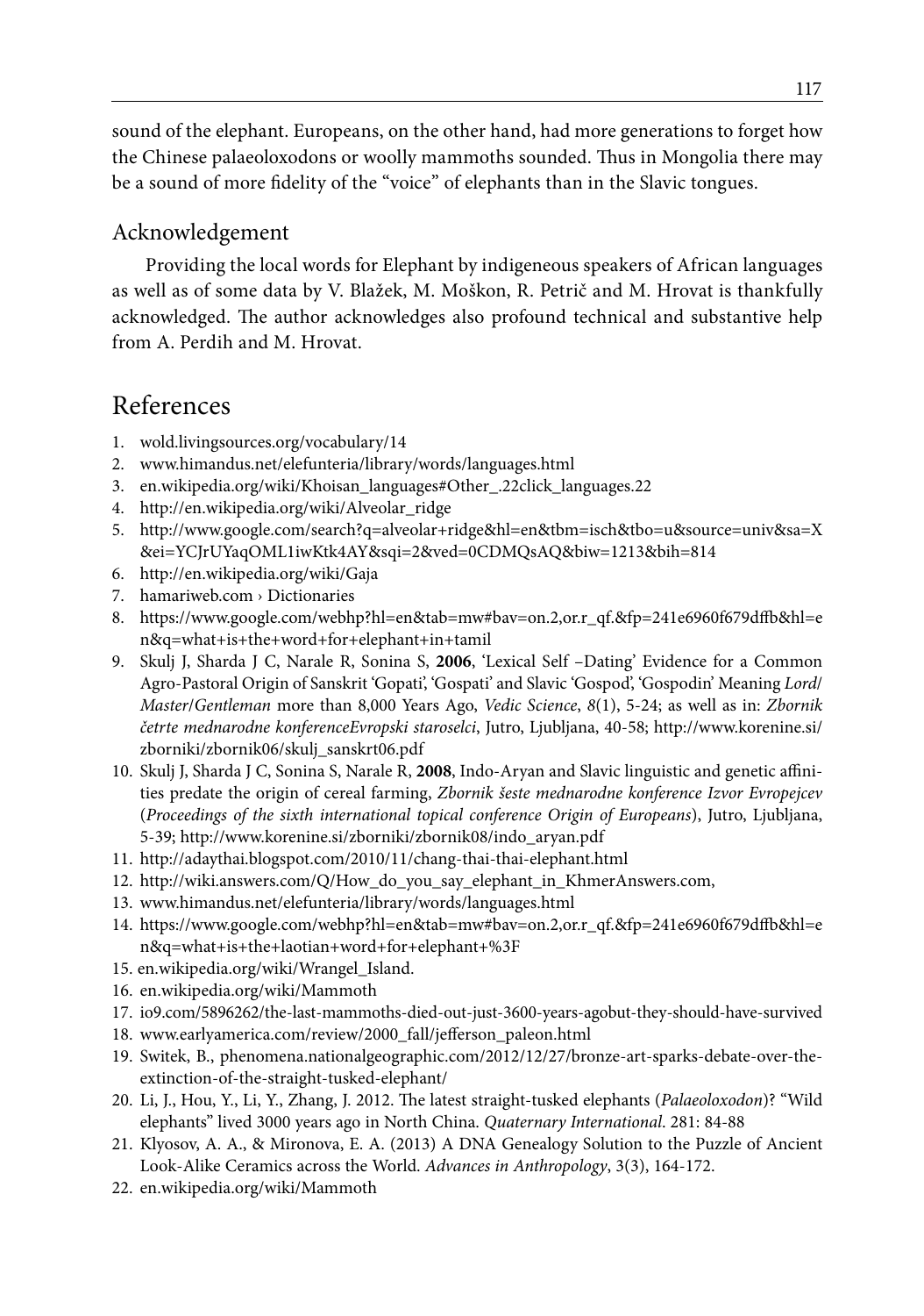sound of the elephant. Europeans, on the other hand, had more generations to forget how the Chinese palaeoloxodons or woolly mammoths sounded. Thus in Mongolia there may be a sound of more fidelity of the "voice" of elephants than in the Slavic tongues.

## Acknowledgement

Providing the local words for Elephant by indigeneous speakers of African languages as well as of some data by V. Blažek, M. Moškon, R. Petrič and M. Hrovat is thankfully acknowledged. The author acknowledges also profound technical and substantive help from A. Perdih and M. Hrovat.

# References

1. wold.livingsources.org/vocabulary/14
2. www.himandus.net/elefunteria/library/words/languages.html
3. en.wikipedia.org/wiki/Khoisan_languages#Other_.22click_languages.22
4. http://en.wikipedia.org/wiki/Alveolar_ridge
5. http://www.google.com/search?q=alveolar+ridge&hl=en&tbm=isch&tbo=u&source=univ&sa=X&ei=YCJrUYaqOML1iwKtk4AY&sqi=2&ved=0CDMQsAQ&biw=1213&bih=814
6. http://en.wikipedia.org/wiki/Gaja
7. hamariweb.com › Dictionaries
8. https://www.google.com/webhp?hl=en&tab=mw#bav=on.2,or.r_qf.&fp=241e6960f679dffb&hl=en&q=what+is+the+word+for+elephant+in+tamil
9. Skulj J, Sharda J C, Narale R, Sonina S, **2006**, 'Lexical Self –Dating' Evidence for a Common Agro-Pastoral Origin of Sanskrit 'Gopati', 'Gospati' and Slavic 'Gospod', 'Gospodin' Meaning *Lord/Master/Gentleman* more than 8,000 Years Ago, *Vedic Science*, *8*(1), 5-24; as well as in: *Zbornik četrte mednarodne konferenceEvropski staroselci*, Jutro, Ljubljana, 40-58; http://www.korenine.si/zborniki/zbornik06/skulj_sanskrt06.pdf
10. Skulj J, Sharda J C, Sonina S, Narale R, **2008**, Indo-Aryan and Slavic linguistic and genetic affinities predate the origin of cereal farming, *Zbornik šeste mednarodne konference Izvor Evropejcev* (*Proceedings of the sixth international topical conference Origin of Europeans*), Jutro, Ljubljana, 5-39; http://www.korenine.si/zborniki/zbornik08/indo_aryan.pdf
11. http://adaythai.blogspot.com/2010/11/chang-thai-thai-elephant.html
12. http://wiki.answers.com/Q/How_do_you_say_elephant_in_KhmerAnswers.com,
13. www.himandus.net/elefunteria/library/words/languages.html
14. https://www.google.com/webhp?hl=en&tab=mw#bav=on.2,or.r_qf.&fp=241e6960f679dffb&hl=en&q=what+is+the+laotian+word+for+elephant+%3F
15. en.wikipedia.org/wiki/Wrangel_Island.
16. en.wikipedia.org/wiki/Mammoth
17. io9.com/5896262/the-last-mammoths-died-out-just-3600-years-agobut-they-should-have-survived
18. www.earlyamerica.com/review/2000_fall/jefferson_paleon.html
19. Switek, B., phenomena.nationalgeographic.com/2012/12/27/bronze-art-sparks-debate-over-the-extinction-of-the-straight-tusked-elephant/
20. Li, J., Hou, Y., Li, Y., Zhang, J. 2012. The latest straight-tusked elephants (*Palaeoloxodon*)? "Wild elephants" lived 3000 years ago in North China. *Quaternary International*. 281: 84-88
21. Klyosov, A. A., & Mironova, E. A. (2013) A DNA Genealogy Solution to the Puzzle of Ancient Look-Alike Ceramics across the World. *Advances in Anthropology*, 3(3), 164-172.
22. en.wikipedia.org/wiki/Mammoth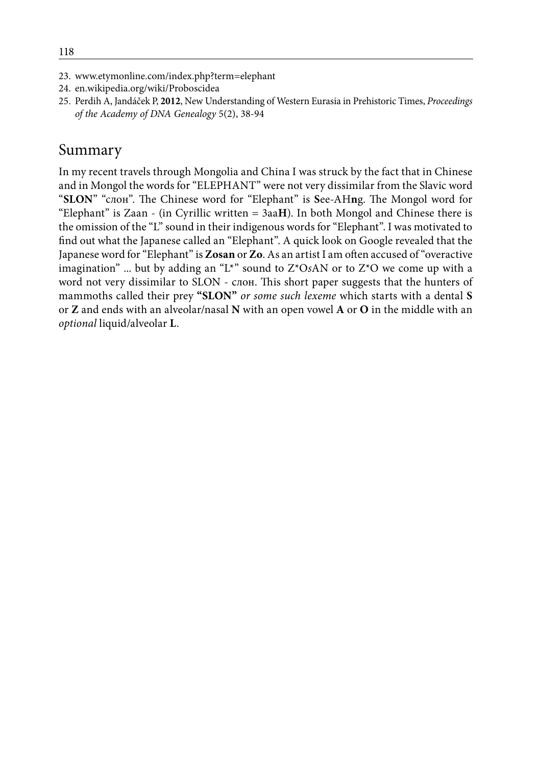23. www.etymonline.com/index.php?term=elephant
24. en.wikipedia.org/wiki/Proboscidea
25. Perdih A, Jandáček P, **2012**, New Understanding of Western Eurasia in Prehistoric Times, *Proceedings of the Academy of DNA Genealogy* 5(2), 38-94

## Summary

In my recent travels through Mongolia and China I was struck by the fact that in Chinese and in Mongol the words for "ELEPHANT" were not very dissimilar from the Slavic word "**SLON**" "слон". The Chinese word for "Elephant" is **S**ee-AH**n**g. The Mongol word for "Elephant" is Zaan - (in Cyrillic written = Заа**Н**). In both Mongol and Chinese there is the omission of the "L" sound in their indigenous words for "Elephant". I was motivated to find out what the Japanese called an "Elephant". A quick look on Google revealed that the Japanese word for "Elephant" is **Zosan** or **Zo**. As an artist I am often accused of "overactive imagination" ... but by adding an "L*" sound to Z*O*s*AN or to Z*O we come up with a word not very dissimilar to SLON - слон. This short paper suggests that the hunters of mammoths called their prey **"SLON"** *or some such lexeme* which starts with a dental **S** or **Z** and ends with an alveolar/nasal **N** with an open vowel **A** or **O** in the middle with an *optional* liquid/alveolar **L**.